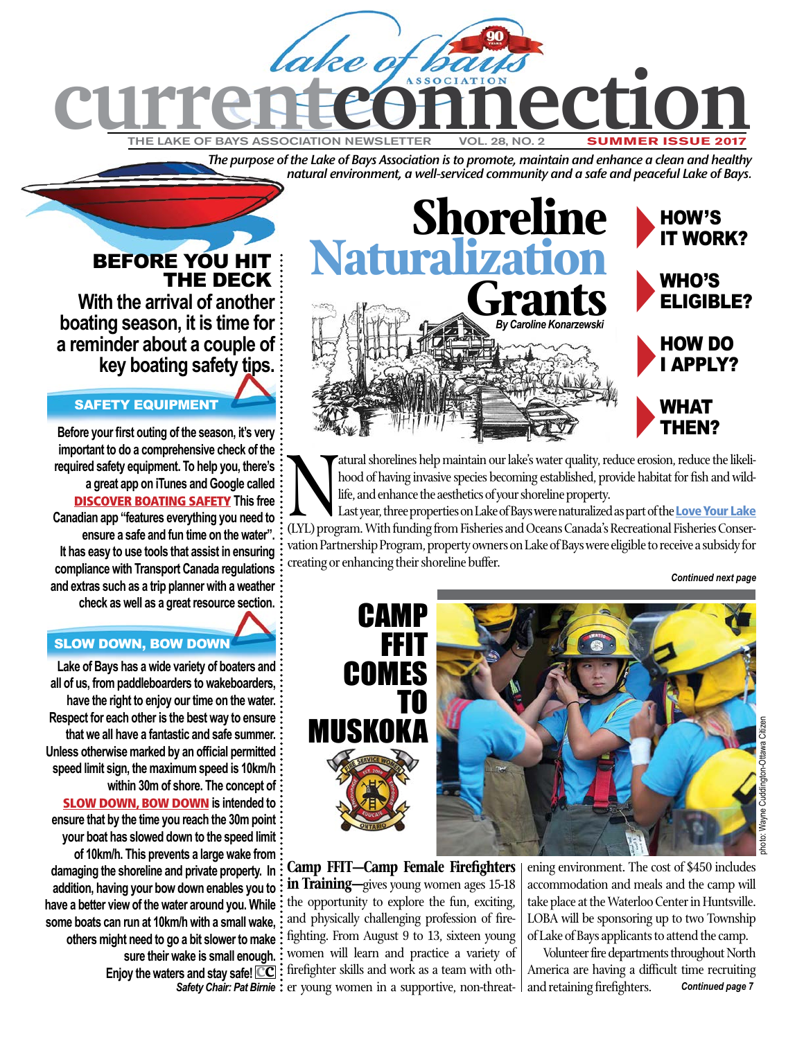# current connection

THE LAKE OF BAYS ASSOCIATION NEWSLETTER VOL. 28, NO. 2 SUMMER ISSUE 2017

*The purpose of the Lake of Bays Association is to promote, maintain and enhance a clean and healthy natural environment, a well-serviced community and a safe and peaceful Lake of Bays.*

## Shoreline Naturalization Grants

*By Caroline Konarzewski*

HOW'S IT WORK?

WHO'S ELIGIBLE?

HOW DO I APPLY?

WHAT THEN?

Natural shorelines help maintain our lake's water quality, reduce erosion, reduce the likelihood of having invasive species becoming established, provide habitat for fish and wildlife, and enhance the aesthetics of your shoreline property.

Last year, three properties on Lake of Bays were naturalized as part of the **Love Your Lake** (LYL) program. With funding from Fisheries and Oceans Canada's Recreational Fisheries Conservation Partnership Program, property owners on Lake of Bays were eligible to receive a subsidy for creating or enhancing their shoreline buffer.

***Continued next page***

## BEFORE YOU HIT THE DECK

**With the arrival of another boating season, it is time for a reminder about a couple of key boating safety tips.**

### SAFETY EQUIPMENT

Before your first outing of the season, it's very important to do a comprehensive check of the required safety equipment. To help you, there's a great app on iTunes and Google called **DISCOVER BOATING SAFETY** This free Canadian app "features everything you need to ensure a safe and fun time on the water". It has easy to use tools that assist in ensuring compliance with Transport Canada regulations and extras such as a trip planner with a weather check as well as a great resource section.

### SLOW DOWN, BOW DOWN

Lake of Bays has a wide variety of boaters and all of us, from paddleboarders to wakeboarders, have the right to enjoy our time on the water. Respect for each other is the best way to ensure that we all have a fantastic and safe summer. Unless otherwise marked by an official permitted speed limit sign, the maximum speed is 10km/h within 30m of shore. The concept of **SLOW DOWN, BOW DOWN** is intended to ensure that by the time you reach the 30m point your boat has slowed down to the speed limit of 10km/h. This prevents a large wake from damaging the shoreline and private property. In addition, having your bow down enables you to have a better view of the water around you. While some boats can run at 10km/h with a small wake, others might need to go a bit slower to make sure their wake is small enough. Enjoy the waters and stay safe!

***Safety Chair: Pat Birnie***

## CAMP FFIT COMES TO MUSKOKA

photo: Wayne Cuddington-Ottawa Citizen

**Camp FFIT—Camp Female Firefighters in Training—**gives young women ages 15-18 the opportunity to explore the fun, exciting, and physically challenging profession of firefighting. From August 9 to 13, sixteen young women will learn and practice a variety of firefighter skills and work as a team with other young women in a supportive, non-threatening environment. The cost of $450 includes accommodation and meals and the camp will take place at the Waterloo Center in Huntsville. LOBA will be sponsoring up to two Township of Lake of Bays applicants to attend the camp.

Volunteer fire departments throughout North America are having a difficult time recruiting and retaining firefighters. ***Continued page 7***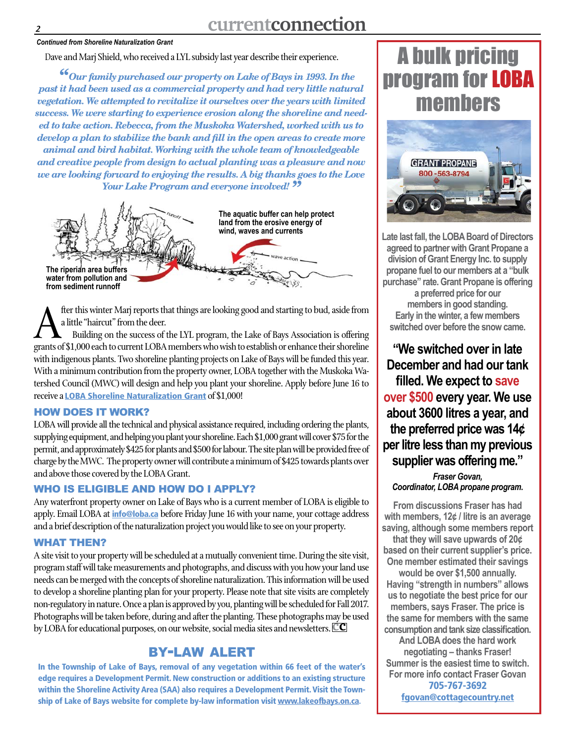*Continued from Shoreline Naturalization Grant*

Dave and Marj Shield, who received a LYL subsidy last year describe their experience.

***"Our family purchased our property on Lake of Bays in 1993. In the past it had been used as a commercial property and had very little natural vegetation. We attempted to revitalize it ourselves over the years with limited success. We were starting to experience erosion along the shoreline and needed to take action. Rebecca, from the Muskoka Watershed, worked with us to develop a plan to stabilize the bank and fill in the open areas to create more animal and bird habitat. Working with the whole team of knowledgeable and creative people from design to actual planting was a pleasure and now we are looking forward to enjoying the results. A big thanks goes to the Love Your Lake Program and everyone involved!"***

**The aquatic buffer can help protect land from the erosive energy of wind, waves and currents**

**The riperian area buffers water from pollution and from sediment runoff**

After this winter Marj reports that things are looking good and starting to bud, aside from a little "haircut" from the deer.

Building on the success of the LYL program, the Lake of Bays Association is offering grants of $1,000 each to current LOBA members who wish to establish or enhance their shoreline with indigenous plants. Two shoreline planting projects on Lake of Bays will be funded this year. With a minimum contribution from the property owner, LOBA together with the Muskoka Watershed Council (MWC) will design and help you plant your shoreline. Apply before June 16 to receive a **LOBA Shoreline Naturalization Grant** of $1,000!

### HOW DOES IT WORK?

LOBA will provide all the technical and physical assistance required, including ordering the plants, supplying equipment, and helping you plant your shoreline. Each $1,000 grant will cover $75 for the permit, and approximately $425 for plants and $500 for labour. The site plan will be provided free of charge by the MWC. The property owner will contribute a minimum of $425 towards plants over and above those covered by the LOBA Grant.

### WHO IS ELIGIBLE AND HOW DO I APPLY?

Any waterfront property owner on Lake of Bays who is a current member of LOBA is eligible to apply. Email LOBA at **info@loba.ca** before Friday June 16 with your name, your cottage address and a brief description of the naturalization project you would like to see on your property.

### WHAT THEN?

A site visit to your property will be scheduled at a mutually convenient time. During the site visit, program staff will take measurements and photographs, and discuss with you how your land use needs can be merged with the concepts of shoreline naturalization. This information will be used to develop a shoreline planting plan for your property. Please note that site visits are completely non-regulatory in nature. Once a plan is approved by you, planting will be scheduled for Fall 2017. Photographs will be taken before, during and after the planting. These photographs may be used by LOBA for educational purposes, on our website, social media sites and newsletters.

## BY-LAW ALERT

**In the Township of Lake of Bays, removal of any vegetation within 66 feet of the water's edge requires a Development Permit. New construction or additions to an existing structure within the Shoreline Activity Area (SAA) also requires a Development Permit. Visit the Township of Lake of Bays website for complete by-law information visit www.lakeofbays.on.ca.**

## A bulk pricing program for LOBA members

Late last fall, the LOBA Board of Directors agreed to partner with Grant Propane a division of Grant Energy Inc. to supply propane fuel to our members at a "bulk purchase" rate. Grant Propane is offering a preferred price for our members in good standing. Early in the winter, a few members switched over before the snow came.

**"We switched over in late December and had our tank filled. We expect to save over $500 every year. We use about 3600 litres a year, and the preferred price was 14¢ per litre less than my previous supplier was offering me."**

*Fraser Govan, Coordinator, LOBA propane program.*

From discussions Fraser has had with members, 12¢ / litre is an average saving, although some members report that they will save upwards of 20¢ based on their current supplier's price. One member estimated their savings would be over $1,500 annually. Having "strength in numbers" allows us to negotiate the best price for our members, says Fraser. The price is the same for members with the same consumption and tank size classification. And LOBA does the hard work negotiating – thanks Fraser! Summer is the easiest time to switch. For more info contact Fraser Govan **705-767-3692** **fgovan@cottagecountry.net**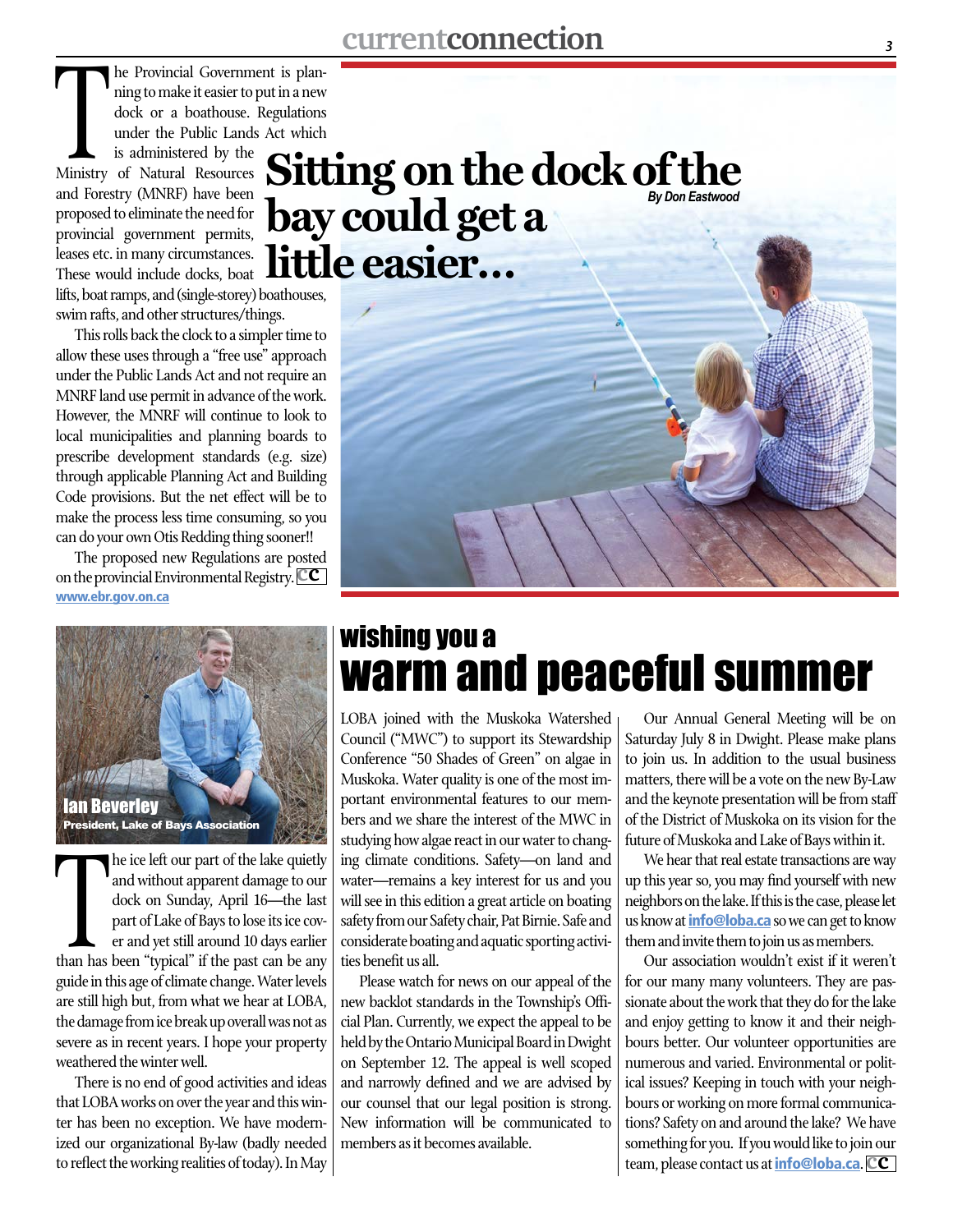# Sitting on the dock of the bay could get a little easier…

*By Don Eastwood*

The Provincial Government is planning to make it easier to put in a new dock or a boathouse. Regulations under the Public Lands Act which is administered by the Ministry of Natural Resources and Forestry (MNRF) have been proposed to eliminate the need for provincial government permits, leases etc. in many circumstances. These would include docks, boat lifts, boat ramps, and (single-storey) boathouses, swim rafts, and other structures/things.

This rolls back the clock to a simpler time to allow these uses through a "free use" approach under the Public Lands Act and not require an MNRF land use permit in advance of the work. However, the MNRF will continue to look to local municipalities and planning boards to prescribe development standards (e.g. size) through applicable Planning Act and Building Code provisions. But the net effect will be to make the process less time consuming, so you can do your own Otis Redding thing sooner!!

The proposed new Regulations are posted on the provincial Environmental Registry. CC

**www.ebr.gov.on.ca**

## wishing you a warm and peaceful summer

**Ian Beverley**
**President, Lake of Bays Association**

The ice left our part of the lake quietly and without apparent damage to our dock on Sunday, April 16—the last part of Lake of Bays to lose its ice cover and yet still around 10 days earlier than has been "typical" if the past can be any guide in this age of climate change. Water levels are still high but, from what we hear at LOBA, the damage from ice break up overall was not as severe as in recent years. I hope your property weathered the winter well.

There is no end of good activities and ideas that LOBA works on over the year and this winter has been no exception. We have modernized our organizational By-law (badly needed to reflect the working realities of today). In May LOBA joined with the Muskoka Watershed Council ("MWC") to support its Stewardship Conference "50 Shades of Green" on algae in Muskoka. Water quality is one of the most important environmental features to our members and we share the interest of the MWC in studying how algae react in our water to changing climate conditions. Safety—on land and water—remains a key interest for us and you will see in this edition a great article on boating safety from our Safety chair, Pat Birnie. Safe and considerate boating and aquatic sporting activities benefit us all.

Please watch for news on our appeal of the new backlot standards in the Township's Official Plan. Currently, we expect the appeal to be held by the Ontario Municipal Board in Dwight on September 12. The appeal is well scoped and narrowly defined and we are advised by our counsel that our legal position is strong. New information will be communicated to members as it becomes available.

Our Annual General Meeting will be on Saturday July 8 in Dwight. Please make plans to join us. In addition to the usual business matters, there will be a vote on the new By-Law and the keynote presentation will be from staff of the District of Muskoka on its vision for the future of Muskoka and Lake of Bays within it.

We hear that real estate transactions are way up this year so, you may find yourself with new neighbors on the lake. If this is the case, please let us know at **info@loba.ca** so we can get to know them and invite them to join us as members.

Our association wouldn't exist if it weren't for our many many volunteers. They are passionate about the work that they do for the lake and enjoy getting to know it and their neighbours better. Our volunteer opportunities are numerous and varied. Environmental or political issues? Keeping in touch with your neighbours or working on more formal communications? Safety on and around the lake? We have something for you. If you would like to join our team, please contact us at **info@loba.ca**. CC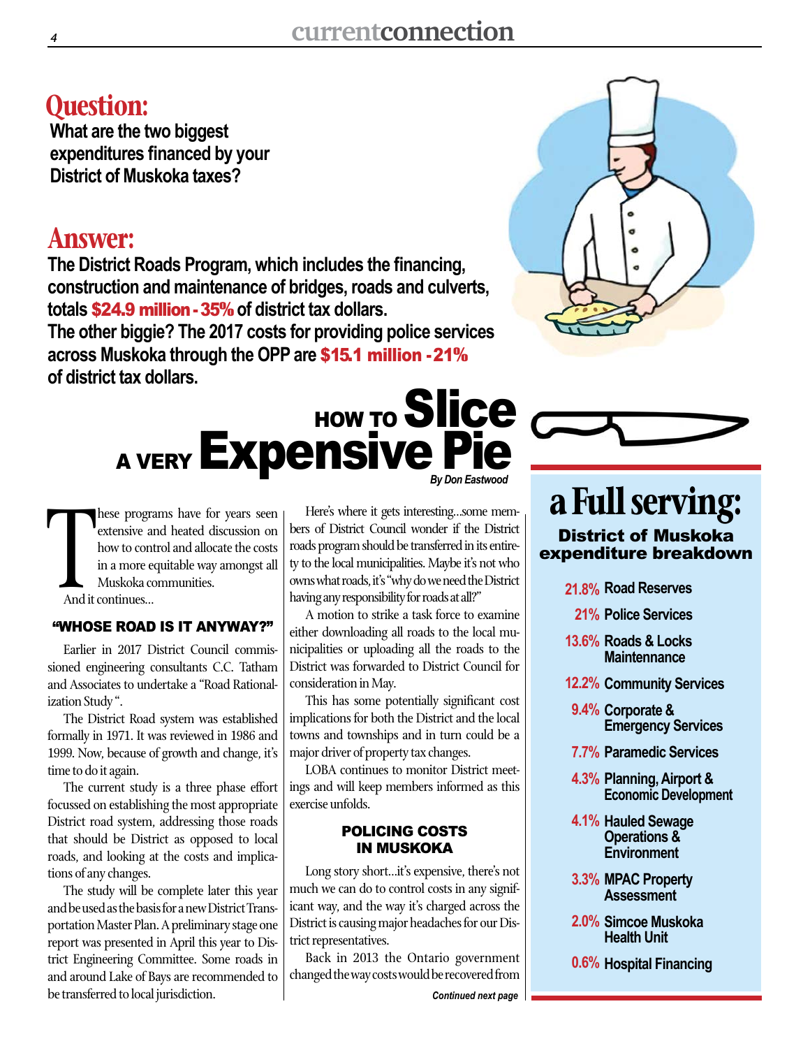## Question:

**What are the two biggest expenditures financed by your District of Muskoka taxes?**

## Answer:

**The District Roads Program, which includes the financing, construction and maintenance of bridges, roads and culverts, totals $24.9 million - 35% of district tax dollars.**
**The other biggie? The 2017 costs for providing police services across Muskoka through the OPP are $15.1 million - 21% of district tax dollars.**

# HOW TO Slice A VERY Expensive Pie

*By Don Eastwood*

These programs have for years seen extensive and heated discussion on how to control and allocate the costs in a more equitable way amongst all Muskoka communities.

And it continues...

### "WHOSE ROAD IS IT ANYWAY?"

Earlier in 2017 District Council commissioned engineering consultants C.C. Tatham and Associates to undertake a "Road Rationalization Study".

The District Road system was established formally in 1971. It was reviewed in 1986 and 1999. Now, because of growth and change, it's time to do it again.

The current study is a three phase effort focussed on establishing the most appropriate District road system, addressing those roads that should be District as opposed to local roads, and looking at the costs and implications of any changes.

The study will be complete later this year and be used as the basis for a new District Transportation Master Plan. A preliminary stage one report was presented in April this year to District Engineering Committee. Some roads in and around Lake of Bays are recommended to be transferred to local jurisdiction.

Here's where it gets interesting...some members of District Council wonder if the District roads program should be transferred in its entirety to the local municipalities. Maybe it's not who owns what roads, it's "why do we need the District having any responsibility for roads at all?"

A motion to strike a task force to examine either downloading all roads to the local municipalities or uploading all the roads to the District was forwarded to District Council for consideration in May.

This has some potentially significant cost implications for both the District and the local towns and townships and in turn could be a major driver of property tax changes.

LOBA continues to monitor District meetings and will keep members informed as this exercise unfolds.

### POLICING COSTS IN MUSKOKA

Long story short...it's expensive, there's not much we can do to control costs in any significant way, and the way it's charged across the District is causing major headaches for our District representatives.

Back in 2013 the Ontario government changed the way costs would be recovered from

*Continued next page*

## a Full serving:

**District of Muskoka expenditure breakdown**

- **21.8%** Road Reserves
- **21%** Police Services
- **13.6%** Roads & Locks Maintenance
- **12.2%** Community Services
- **9.4%** Corporate & Emergency Services
- **7.7%** Paramedic Services
- **4.3%** Planning, Airport & Economic Development
- **4.1%** Hauled Sewage Operations & Environment
- **3.3%** MPAC Property Assessment
- **2.0%** Simcoe Muskoka Health Unit
- **0.6%** Hospital Financing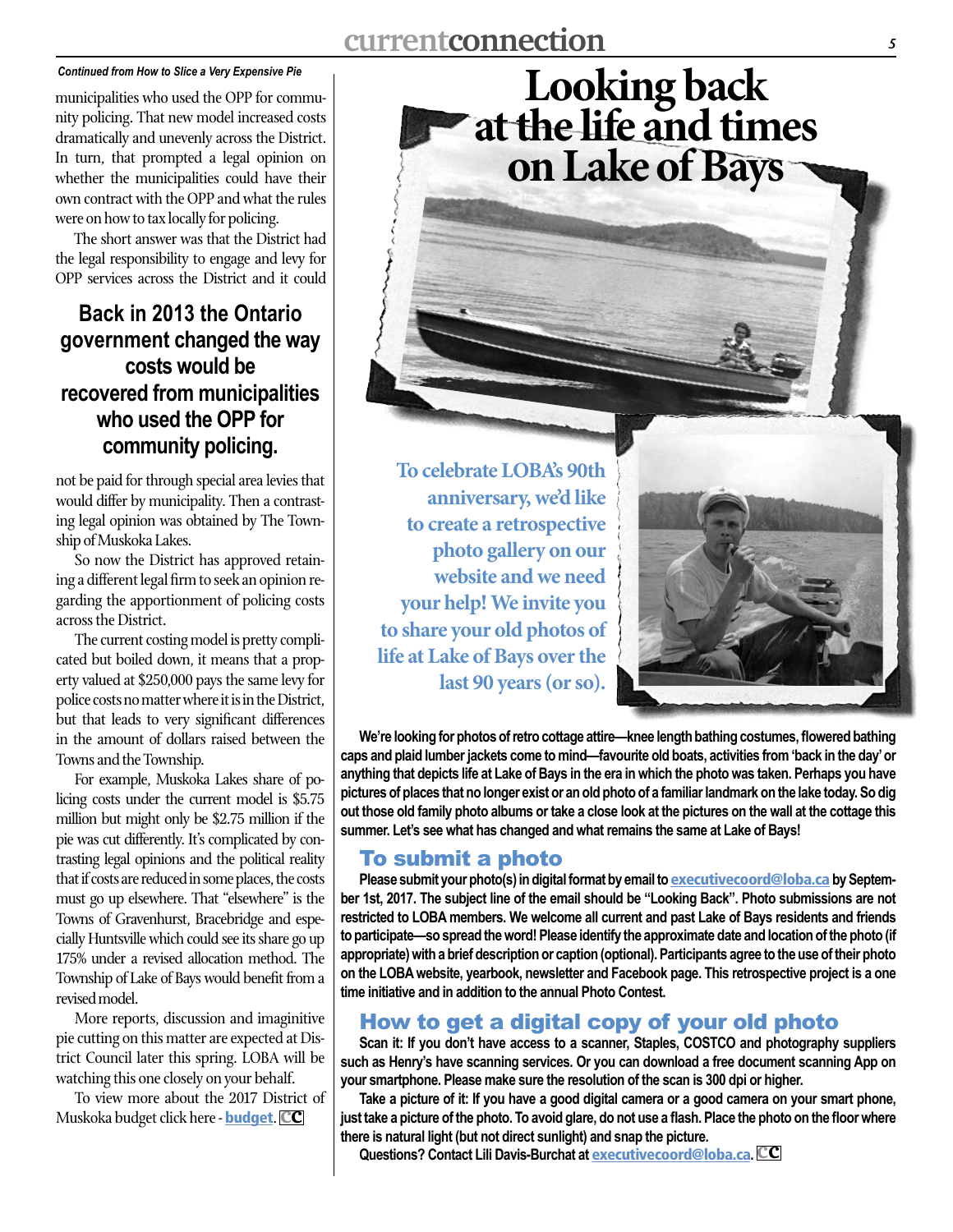*Continued from How to Slice a Very Expensive Pie*

municipalities who used the OPP for community policing. That new model increased costs dramatically and unevenly across the District. In turn, that prompted a legal opinion on whether the municipalities could have their own contract with the OPP and what the rules were on how to tax locally for policing.

The short answer was that the District had the legal responsibility to engage and levy for OPP services across the District and it could

**Back in 2013 the Ontario government changed the way costs would be recovered from municipalities who used the OPP for community policing.**

not be paid for through special area levies that would differ by municipality. Then a contrasting legal opinion was obtained by The Township of Muskoka Lakes.

So now the District has approved retaining a different legal firm to seek an opinion regarding the apportionment of policing costs across the District.

The current costing model is pretty complicated but boiled down, it means that a property valued at $250,000 pays the same levy for police costs no matter where it is in the District, but that leads to very significant differences in the amount of dollars raised between the Towns and the Township.

For example, Muskoka Lakes share of policing costs under the current model is $5.75 million but might only be $2.75 million if the pie was cut differently. It's complicated by contrasting legal opinions and the political reality that if costs are reduced in some places, the costs must go up elsewhere. That "elsewhere" is the Towns of Gravenhurst, Bracebridge and especially Huntsville which could see its share go up 175% under a revised allocation method. The Township of Lake of Bays would benefit from a revised model.

More reports, discussion and imaginitive pie cutting on this matter are expected at District Council later this spring. LOBA will be watching this one closely on your behalf.

To view more about the 2017 District of Muskoka budget click here - **budget**.

# Looking back at the life and times on Lake of Bays

**To celebrate LOBA's 90th anniversary, we'd like to create a retrospective photo gallery on our website and we need your help! We invite you to share your old photos of life at Lake of Bays over the last 90 years (or so).**

**We're looking for photos of retro cottage attire—knee length bathing costumes, flowered bathing caps and plaid lumber jackets come to mind—favourite old boats, activities from 'back in the day' or anything that depicts life at Lake of Bays in the era in which the photo was taken. Perhaps you have pictures of places that no longer exist or an old photo of a familiar landmark on the lake today. So dig out those old family photo albums or take a close look at the pictures on the wall at the cottage this summer. Let's see what has changed and what remains the same at Lake of Bays!**

## To submit a photo

**Please submit your photo(s) in digital format by email to executivecoord@loba.ca by September 1st, 2017. The subject line of the email should be "Looking Back". Photo submissions are not restricted to LOBA members. We welcome all current and past Lake of Bays residents and friends to participate—so spread the word! Please identify the approximate date and location of the photo (if appropriate) with a brief description or caption (optional). Participants agree to the use of their photo on the LOBA website, yearbook, newsletter and Facebook page. This retrospective project is a one time initiative and in addition to the annual Photo Contest.**

## How to get a digital copy of your old photo

**Scan it: If you don't have access to a scanner, Staples, COSTCO and photography suppliers such as Henry's have scanning services. Or you can download a free document scanning App on your smartphone. Please make sure the resolution of the scan is 300 dpi or higher.**

**Take a picture of it: If you have a good digital camera or a good camera on your smart phone, just take a picture of the photo. To avoid glare, do not use a flash. Place the photo on the floor where there is natural light (but not direct sunlight) and snap the picture.**

**Questions? Contact Lili Davis-Burchat at executivecoord@loba.ca.**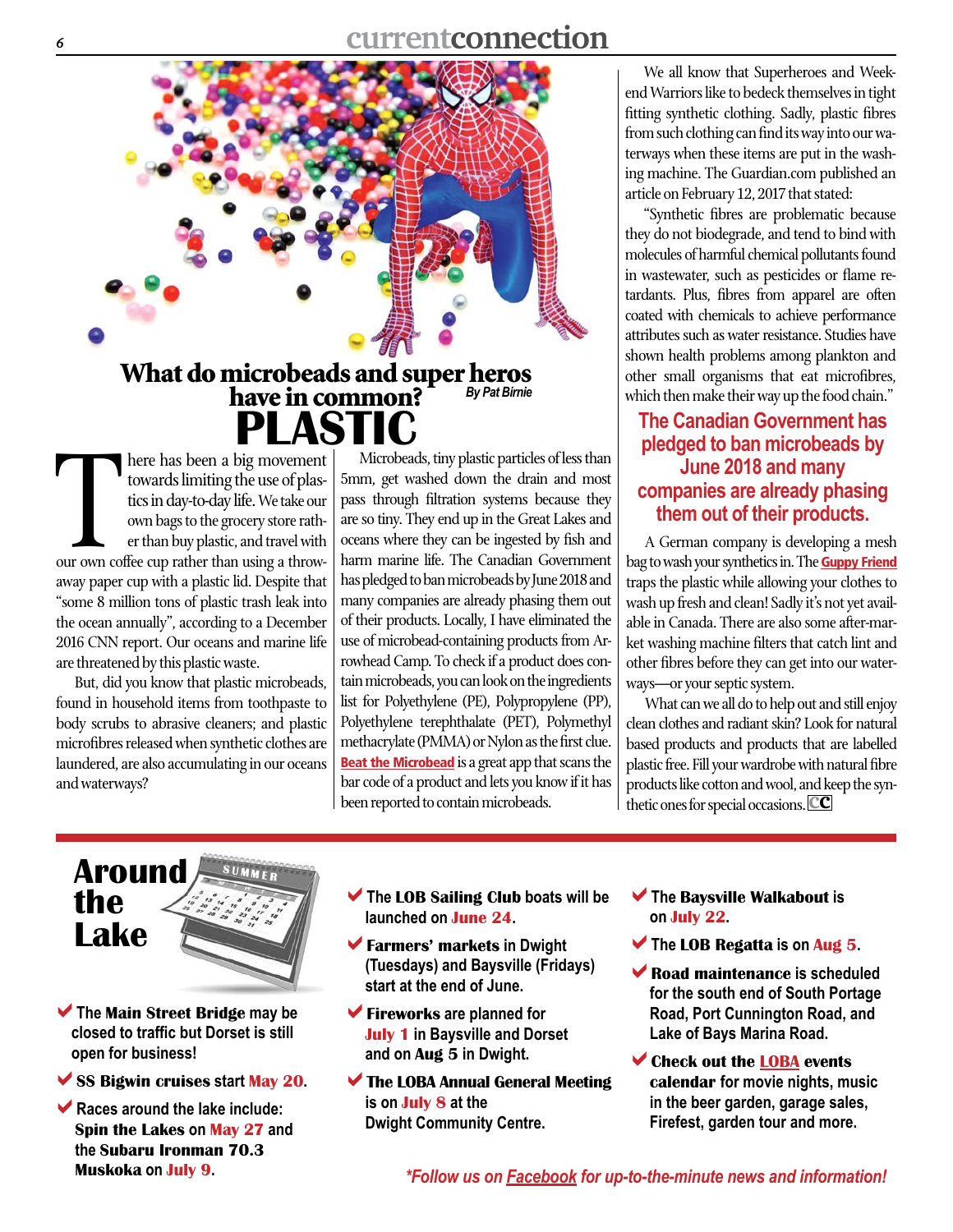# What do microbeads and super heros have in common? PLASTIC

*By Pat Birnie*

There has been a big movement towards limiting the use of plastics in day-to-day life. We take our own bags to the grocery store rather than buy plastic, and travel with our own coffee cup rather than using a throw-away paper cup with a plastic lid. Despite that "some 8 million tons of plastic trash leak into the ocean annually", according to a December 2016 CNN report. Our oceans and marine life are threatened by this plastic waste.

But, did you know that plastic microbeads, found in household items from toothpaste to body scrubs to abrasive cleaners; and plastic microfibres released when synthetic clothes are laundered, are also accumulating in our oceans and waterways?

Microbeads, tiny plastic particles of less than 5mm, get washed down the drain and most pass through filtration systems because they are so tiny. They end up in the Great Lakes and oceans where they can be ingested by fish and harm marine life. The Canadian Government has pledged to ban microbeads by June 2018 and many companies are already phasing them out of their products. Locally, I have eliminated the use of microbead-containing products from Arrowhead Camp. To check if a product does contain microbeads, you can look on the ingredients list for Polyethylene (PE), Polypropylene (PP), Polyethylene terephthalate (PET), Polymethyl methacrylate (PMMA) or Nylon as the first clue. **Beat the Microbead** is a great app that scans the bar code of a product and lets you know if it has been reported to contain microbeads.

We all know that Superheroes and Weekend Warriors like to bedeck themselves in tight fitting synthetic clothing. Sadly, plastic fibres from such clothing can find its way into our waterways when these items are put in the washing machine. The Guardian.com published an article on February 12, 2017 that stated:

"Synthetic fibres are problematic because they do not biodegrade, and tend to bind with molecules of harmful chemical pollutants found in wastewater, such as pesticides or flame retardants. Plus, fibres from apparel are often coated with chemicals to achieve performance attributes such as water resistance. Studies have shown health problems among plankton and other small organisms that eat microfibres, which then make their way up the food chain."

**The Canadian Government has pledged to ban microbeads by June 2018 and many companies are already phasing them out of their products.**

A German company is developing a mesh bag to wash your synthetics in. The **Guppy Friend** traps the plastic while allowing your clothes to wash up fresh and clean! Sadly it's not yet available in Canada. There are also some after-market washing machine filters that catch lint and other fibres before they can get into our waterways—or your septic system.

What can we all do to help out and still enjoy clean clothes and radiant skin? Look for natural based products and products that are labelled plastic free. Fill your wardrobe with natural fibre products like cotton and wool, and keep the synthetic ones for special occasions. CC

# Around the Lake

- **The Main Street Bridge** may be closed to traffic but Dorset is still open for business!
- **SS Bigwin cruises** start **May 20**.
- Races around the lake include: **Spin the Lakes** on **May 27** and the **Subaru Ironman 70.3 Muskoka** on **July 9**.
- The **LOB Sailing Club** boats will be launched on **June 24**.
- **Farmers' markets** in Dwight (Tuesdays) and Baysville (Fridays) start at the end of June.
- **Fireworks** are planned for **July 1** in Baysville and Dorset and on **Aug 5** in Dwight.
- **The LOBA Annual General Meeting** is on **July 8** at the Dwight Community Centre.
- The **Baysville Walkabout** is on **July 22**.
- The **LOB Regatta** is on **Aug 5**.
- **Road maintenance** is scheduled for the south end of South Portage Road, Port Cunnington Road, and Lake of Bays Marina Road.
- **Check out the LOBA events calendar** for movie nights, music in the beer garden, garage sales, Firefest, garden tour and more.

*\*Follow us on Facebook for up-to-the-minute news and information!*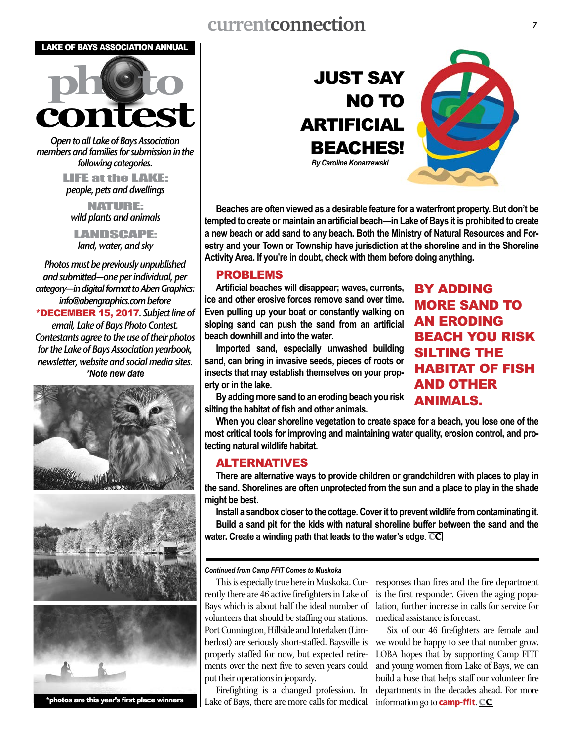## LAKE OF BAYS ASSOCIATION ANNUAL

# photo contest

*Open to all Lake of Bays Association members and families for submission in the following categories.*

**LIFE at the LAKE:**
*people, pets and dwellings*

**NATURE:**
*wild plants and animals*

**LANDSCAPE:**
*land, water, and sky*

*Photos must be previously unpublished and submitted—one per individual, per category—in digital format to Aben Graphics: info@abengraphics.com before* ***DECEMBER 15, 2017**. Subject line of email, Lake of Bays Photo Contest. Contestants agree to the use of their photos for the Lake of Bays Association yearbook, newsletter, website and social media sites.*
*\*Note new date*

*photos are this year's first place winners

# JUST SAY NO TO ARTIFICIAL BEACHES!

*By Caroline Konarzewski*

**Beaches are often viewed as a desirable feature for a waterfront property. But don't be tempted to create or maintain an artificial beach—in Lake of Bays it is prohibited to create a new beach or add sand to any beach. Both the Ministry of Natural Resources and Forestry and your Town or Township have jurisdiction at the shoreline and in the Shoreline Activity Area. If you're in doubt, check with them before doing anything.**

## PROBLEMS

**Artificial beaches will disappear; waves, currents, ice and other erosive forces remove sand over time. Even pulling up your boat or constantly walking on sloping sand can push the sand from an artificial beach downhill and into the water.**

**Imported sand, especially unwashed building sand, can bring in invasive seeds, pieces of roots or insects that may establish themselves on your property or in the lake.**

**By adding more sand to an eroding beach you risk silting the habitat of fish and other animals.**

> **BY ADDING MORE SAND TO AN ERODING BEACH YOU RISK SILTING THE HABITAT OF FISH AND OTHER ANIMALS.**

**When you clear shoreline vegetation to create space for a beach, you lose one of the most critical tools for improving and maintaining water quality, erosion control, and protecting natural wildlife habitat.**

## ALTERNATIVES

**There are alternative ways to provide children or grandchildren with places to play in the sand. Shorelines are often unprotected from the sun and a place to play in the shade might be best.**

**Install a sandbox closer to the cottage. Cover it to prevent wildlife from contaminating it.**

**Build a sand pit for the kids with natural shoreline buffer between the sand and the water. Create a winding path that leads to the water's edge.** CC

***Continued from Camp FFIT Comes to Muskoka***

This is especially true here in Muskoka. Currently there are 46 active firefighters in Lake of Bays which is about half the ideal number of volunteers that should be staffing our stations. Port Cunnington, Hillside and Interlaken (Limberlost) are seriously short-staffed. Baysville is properly staffed for now, but expected retirements over the next five to seven years could put their operations in jeopardy.

Firefighting is a changed profession. In Lake of Bays, there are more calls for medical responses than fires and the fire department is the first responder. Given the aging population, further increase in calls for service for medical assistance is forecast.

Six of our 46 firefighters are female and we would be happy to see that number grow. LOBA hopes that by supporting Camp FFIT and young women from Lake of Bays, we can build a base that helps staff our volunteer fire departments in the decades ahead. For more information go to **camp-ffit**. CC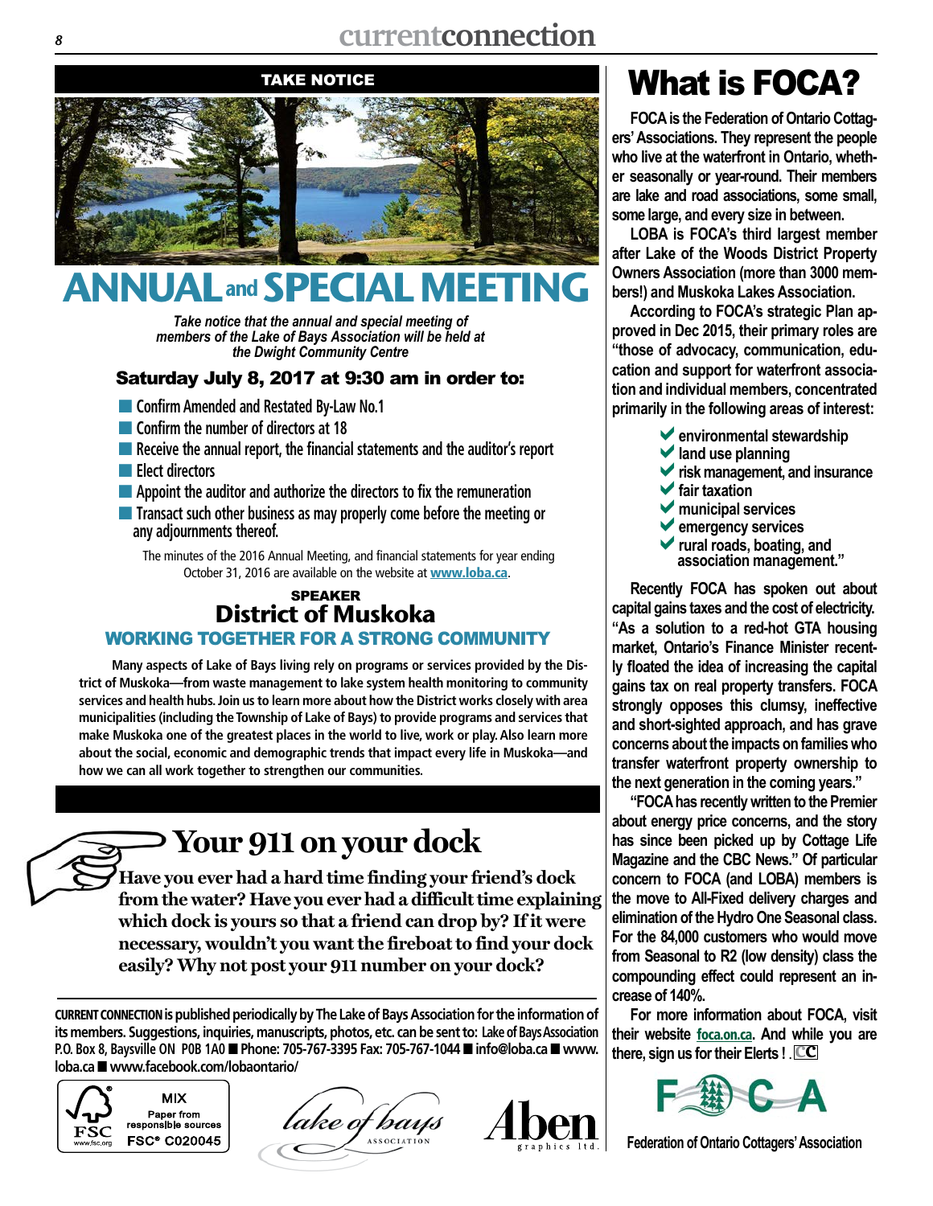TAKE NOTICE

# ANNUAL and SPECIAL MEETING

*Take notice that the annual and special meeting of members of the Lake of Bays Association will be held at the Dwight Community Centre*

## Saturday July 8, 2017 at 9:30 am in order to:

- Confirm Amended and Restated By-Law No.1
- Confirm the number of directors at 18
- Receive the annual report, the financial statements and the auditor's report
- Elect directors
- Appoint the auditor and authorize the directors to fix the remuneration
- Transact such other business as may properly come before the meeting or any adjournments thereof.

The minutes of the 2016 Annual Meeting, and financial statements for year ending October 31, 2016 are available on the website at www.loba.ca.

SPEAKER

## District of Muskoka

### WORKING TOGETHER FOR A STRONG COMMUNITY

**Many aspects of Lake of Bays living rely on programs or services provided by the District of Muskoka—from waste management to lake system health monitoring to community services and health hubs. Join us to learn more about how the District works closely with area municipalities (including the Township of Lake of Bays) to provide programs and services that make Muskoka one of the greatest places in the world to live, work or play. Also learn more about the social, economic and demographic trends that impact every life in Muskoka—and how we can all work together to strengthen our communities.**

# Your 911 on your dock

**Have you ever had a hard time finding your friend's dock from the water? Have you ever had a difficult time explaining which dock is yours so that a friend can drop by? If it were necessary, wouldn't you want the fireboat to find your dock easily? Why not post your 911 number on your dock?**

**CURRENT CONNECTION is published periodically by The Lake of Bays Association for the information of its members. Suggestions, inquiries, manuscripts, photos, etc. can be sent to: Lake of Bays Association P.O. Box 8, Baysville ON P0B 1A0 ■ Phone: 705-767-3395 Fax: 705-767-1044 ■ info@loba.ca ■ www.loba.ca ■ www.facebook.com/lobaontario/**

MIX
Paper from responsible sources
FSC® C020045

lake of bays ASSOCIATION

Aben graphics ltd.

# What is FOCA?

**FOCA is the Federation of Ontario Cottagers' Associations. They represent the people who live at the waterfront in Ontario, whether seasonally or year-round. Their members are lake and road associations, some small, some large, and every size in between.**

**LOBA is FOCA's third largest member after Lake of the Woods District Property Owners Association (more than 3000 members!) and Muskoka Lakes Association.**

**According to FOCA's strategic Plan approved in Dec 2015, their primary roles are "those of advocacy, communication, education and support for waterfront association and individual members, concentrated primarily in the following areas of interest:**

- **environmental stewardship**
- **land use planning**
- **risk management, and insurance**
- **fair taxation**
- **municipal services**
- **emergency services**
- **rural roads, boating, and association management."**

**Recently FOCA has spoken out about capital gains taxes and the cost of electricity. "As a solution to a red-hot GTA housing market, Ontario's Finance Minister recently floated the idea of increasing the capital gains tax on real property transfers. FOCA strongly opposes this clumsy, ineffective and short-sighted approach, and has grave concerns about the impacts on families who transfer waterfront property ownership to the next generation in the coming years."**

**"FOCA has recently written to the Premier about energy price concerns, and the story has since been picked up by Cottage Life Magazine and the CBC News." Of particular concern to FOCA (and LOBA) members is the move to All-Fixed delivery charges and elimination of the Hydro One Seasonal class. For the 84,000 customers who would move from Seasonal to R2 (low density) class the compounding effect could represent an increase of 140%.**

**For more information about FOCA, visit their website foca.on.ca. And while you are there, sign us for their Elerts ! CC**

FOCA

**Federation of Ontario Cottagers' Association**